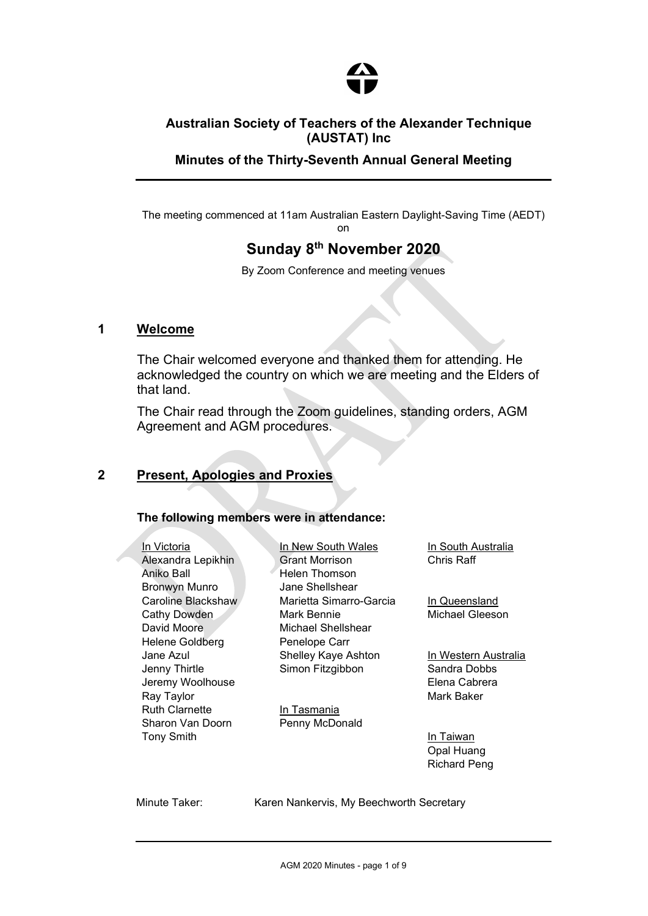# Australian Society of Teachers of the Alexander Technique (AUSTAT) Inc

## Minutes of the Thirty-Seventh Annual General Meeting

The meeting commenced at 11am Australian Eastern Daylight-Saving Time (AEDT) on

**Sunday 8th November 2020**

By Zoom Conference and meeting venues

## 1 Welcome

The Chair welcomed everyone and thanked them for attending. He acknowledged the country on which we are meeting and the Elders of that land.

The Chair read through the Zoom guidelines, standing orders, AGM Agreement and AGM procedures.

## 2 Present, Apologies and Proxies

**The following members were in attendance:**

In Victoria
- Alexandra Lepikhin
- Aniko Ball
- Bronwyn Munro
- Caroline Blackshaw
- Cathy Dowden
- David Moore
- Helene Goldberg
- Jane Azul
- Jenny Thirtle
- Jeremy Woolhouse
- Ray Taylor
- Ruth Clarnette
- Sharon Van Doorn
- Tony Smith

In New South Wales
- Grant Morrison
- Helen Thomson
- Jane Shellshear
- Marietta Simarro-Garcia
- Mark Bennie
- Michael Shellshear
- Penelope Carr
- Shelley Kaye Ashton
- Simon Fitzgibbon

In Tasmania
- Penny McDonald

In South Australia
- Chris Raff

In Queensland
- Michael Gleeson

In Western Australia
- Sandra Dobbs
- Elena Cabrera
- Mark Baker

In Taiwan
- Opal Huang
- Richard Peng

Minute Taker: Karen Nankervis, My Beechworth Secretary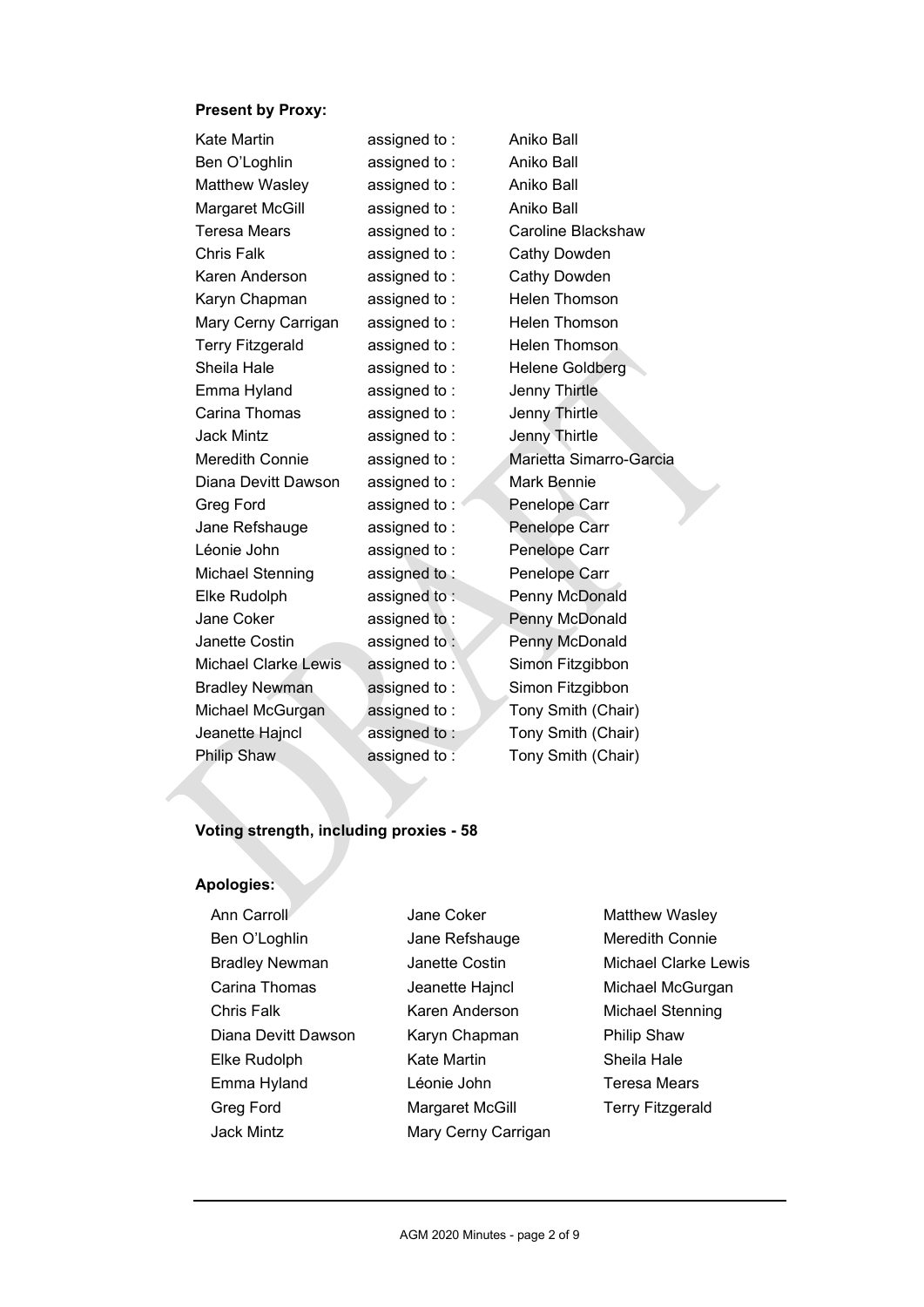**Present by Proxy:**

| | | |
|---|---|---|
| Kate Martin | assigned to : | Aniko Ball |
| Ben O'Loghlin | assigned to : | Aniko Ball |
| Matthew Wasley | assigned to : | Aniko Ball |
| Margaret McGill | assigned to : | Aniko Ball |
| Teresa Mears | assigned to : | Caroline Blackshaw |
| Chris Falk | assigned to : | Cathy Dowden |
| Karen Anderson | assigned to : | Cathy Dowden |
| Karyn Chapman | assigned to : | Helen Thomson |
| Mary Cerny Carrigan | assigned to : | Helen Thomson |
| Terry Fitzgerald | assigned to : | Helen Thomson |
| Sheila Hale | assigned to : | Helene Goldberg |
| Emma Hyland | assigned to : | Jenny Thirtle |
| Carina Thomas | assigned to : | Jenny Thirtle |
| Jack Mintz | assigned to : | Jenny Thirtle |
| Meredith Connie | assigned to : | Marietta Simarro-Garcia |
| Diana Devitt Dawson | assigned to : | Mark Bennie |
| Greg Ford | assigned to : | Penelope Carr |
| Jane Refshauge | assigned to : | Penelope Carr |
| Léonie John | assigned to : | Penelope Carr |
| Michael Stenning | assigned to : | Penelope Carr |
| Elke Rudolph | assigned to : | Penny McDonald |
| Jane Coker | assigned to : | Penny McDonald |
| Janette Costin | assigned to : | Penny McDonald |
| Michael Clarke Lewis | assigned to : | Simon Fitzgibbon |
| Bradley Newman | assigned to : | Simon Fitzgibbon |
| Michael McGurgan | assigned to : | Tony Smith (Chair) |
| Jeanette Hajncl | assigned to : | Tony Smith (Chair) |
| Philip Shaw | assigned to : | Tony Smith (Chair) |

**Voting strength, including proxies - 58**

**Apologies:**

Ann Carroll
Ben O'Loghlin
Bradley Newman
Carina Thomas
Chris Falk
Diana Devitt Dawson
Elke Rudolph
Emma Hyland
Greg Ford
Jack Mintz
Jane Coker
Jane Refshauge
Janette Costin
Jeanette Hajncl
Karen Anderson
Karyn Chapman
Kate Martin
Léonie John
Margaret McGill
Mary Cerny Carrigan
Matthew Wasley
Meredith Connie
Michael Clarke Lewis
Michael McGurgan
Michael Stenning
Philip Shaw
Sheila Hale
Teresa Mears
Terry Fitzgerald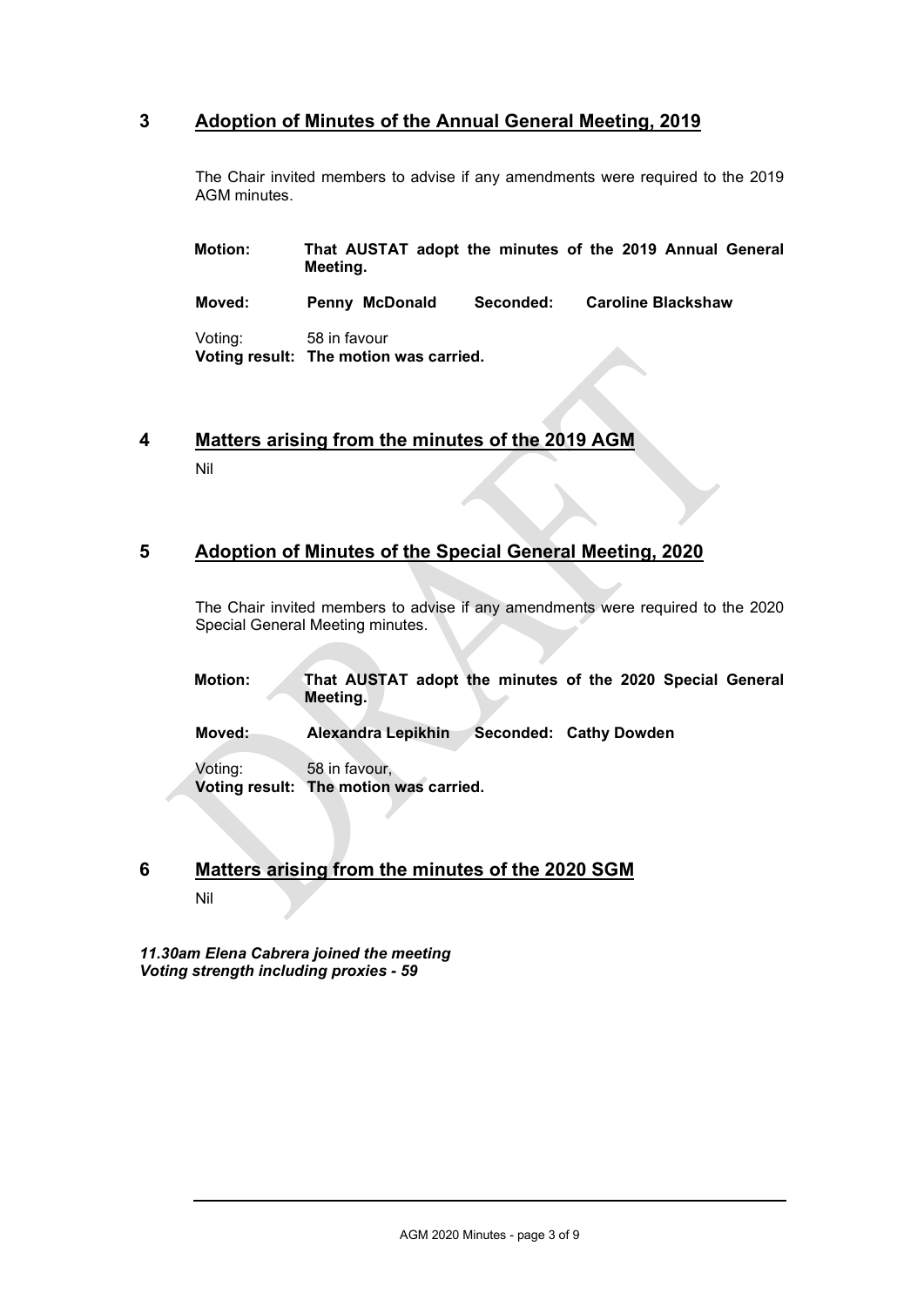## 3 Adoption of Minutes of the Annual General Meeting, 2019

The Chair invited members to advise if any amendments were required to the 2019 AGM minutes.

**Motion:** **That AUSTAT adopt the minutes of the 2019 Annual General Meeting.**

**Moved:** **Penny McDonald** **Seconded:** **Caroline Blackshaw**

Voting: 58 in favour
**Voting result: The motion was carried.**

## 4 Matters arising from the minutes of the 2019 AGM

Nil

## 5 Adoption of Minutes of the Special General Meeting, 2020

The Chair invited members to advise if any amendments were required to the 2020 Special General Meeting minutes.

**Motion:** **That AUSTAT adopt the minutes of the 2020 Special General Meeting.**

**Moved:** **Alexandra Lepikhin** **Seconded: Cathy Dowden**

Voting: 58 in favour,
**Voting result: The motion was carried.**

## 6 Matters arising from the minutes of the 2020 SGM

Nil

***11.30am Elena Cabrera joined the meeting***
***Voting strength including proxies - 59***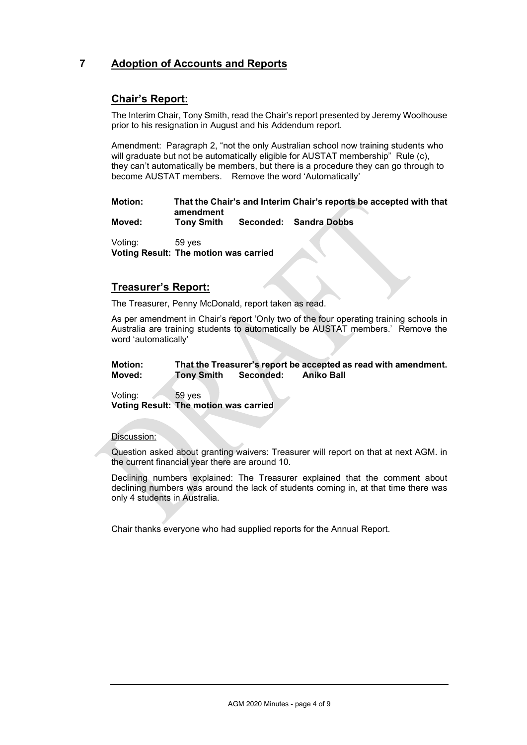## 7 Adoption of Accounts and Reports

### Chair's Report:

The Interim Chair, Tony Smith, read the Chair's report presented by Jeremy Woolhouse prior to his resignation in August and his Addendum report.

Amendment: Paragraph 2, "not the only Australian school now training students who will graduate but not be automatically eligible for AUSTAT membership" Rule (c), they can't automatically be members, but there is a procedure they can go through to become AUSTAT members. Remove the word 'Automatically'

**Motion:** **That the Chair's and Interim Chair's reports be accepted with that amendment**
**Moved:** **Tony Smith** **Seconded:** **Sandra Dobbs**

Voting: 59 yes
**Voting Result: The motion was carried**

### Treasurer's Report:

The Treasurer, Penny McDonald, report taken as read.

As per amendment in Chair's report 'Only two of the four operating training schools in Australia are training students to automatically be AUSTAT members.' Remove the word 'automatically'

**Motion:** **That the Treasurer's report be accepted as read with amendment.**
**Moved:** **Tony Smith** **Seconded:** **Aniko Ball**

Voting: 59 yes
**Voting Result: The motion was carried**

Discussion:

Question asked about granting waivers: Treasurer will report on that at next AGM. in the current financial year there are around 10.

Declining numbers explained: The Treasurer explained that the comment about declining numbers was around the lack of students coming in, at that time there was only 4 students in Australia.

Chair thanks everyone who had supplied reports for the Annual Report.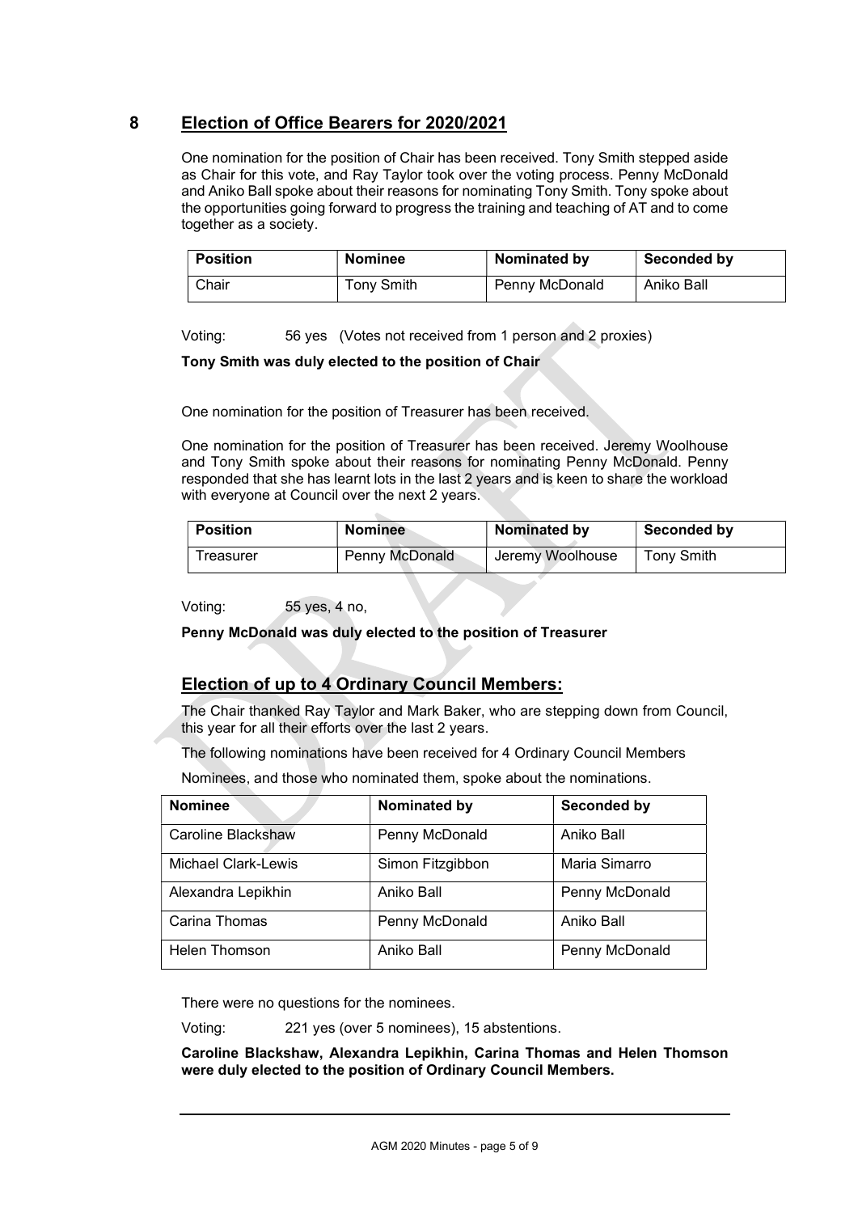## 8 Election of Office Bearers for 2020/2021

One nomination for the position of Chair has been received. Tony Smith stepped aside as Chair for this vote, and Ray Taylor took over the voting process. Penny McDonald and Aniko Ball spoke about their reasons for nominating Tony Smith. Tony spoke about the opportunities going forward to progress the training and teaching of AT and to come together as a society.

| Position | Nominee | Nominated by | Seconded by |
| --- | --- | --- | --- |
| Chair | Tony Smith | Penny McDonald | Aniko Ball |

Voting: 56 yes (Votes not received from 1 person and 2 proxies)

**Tony Smith was duly elected to the position of Chair**

One nomination for the position of Treasurer has been received.

One nomination for the position of Treasurer has been received. Jeremy Woolhouse and Tony Smith spoke about their reasons for nominating Penny McDonald. Penny responded that she has learnt lots in the last 2 years and is keen to share the workload with everyone at Council over the next 2 years.

| Position | Nominee | Nominated by | Seconded by |
| --- | --- | --- | --- |
| Treasurer | Penny McDonald | Jeremy Woolhouse | Tony Smith |

Voting: 55 yes, 4 no,

**Penny McDonald was duly elected to the position of Treasurer**

## Election of up to 4 Ordinary Council Members:

The Chair thanked Ray Taylor and Mark Baker, who are stepping down from Council, this year for all their efforts over the last 2 years.

The following nominations have been received for 4 Ordinary Council Members

Nominees, and those who nominated them, spoke about the nominations.

| Nominee | Nominated by | Seconded by |
| --- | --- | --- |
| Caroline Blackshaw | Penny McDonald | Aniko Ball |
| Michael Clark-Lewis | Simon Fitzgibbon | Maria Simarro |
| Alexandra Lepikhin | Aniko Ball | Penny McDonald |
| Carina Thomas | Penny McDonald | Aniko Ball |
| Helen Thomson | Aniko Ball | Penny McDonald |

There were no questions for the nominees.

Voting: 221 yes (over 5 nominees), 15 abstentions.

**Caroline Blackshaw, Alexandra Lepikhin, Carina Thomas and Helen Thomson were duly elected to the position of Ordinary Council Members.**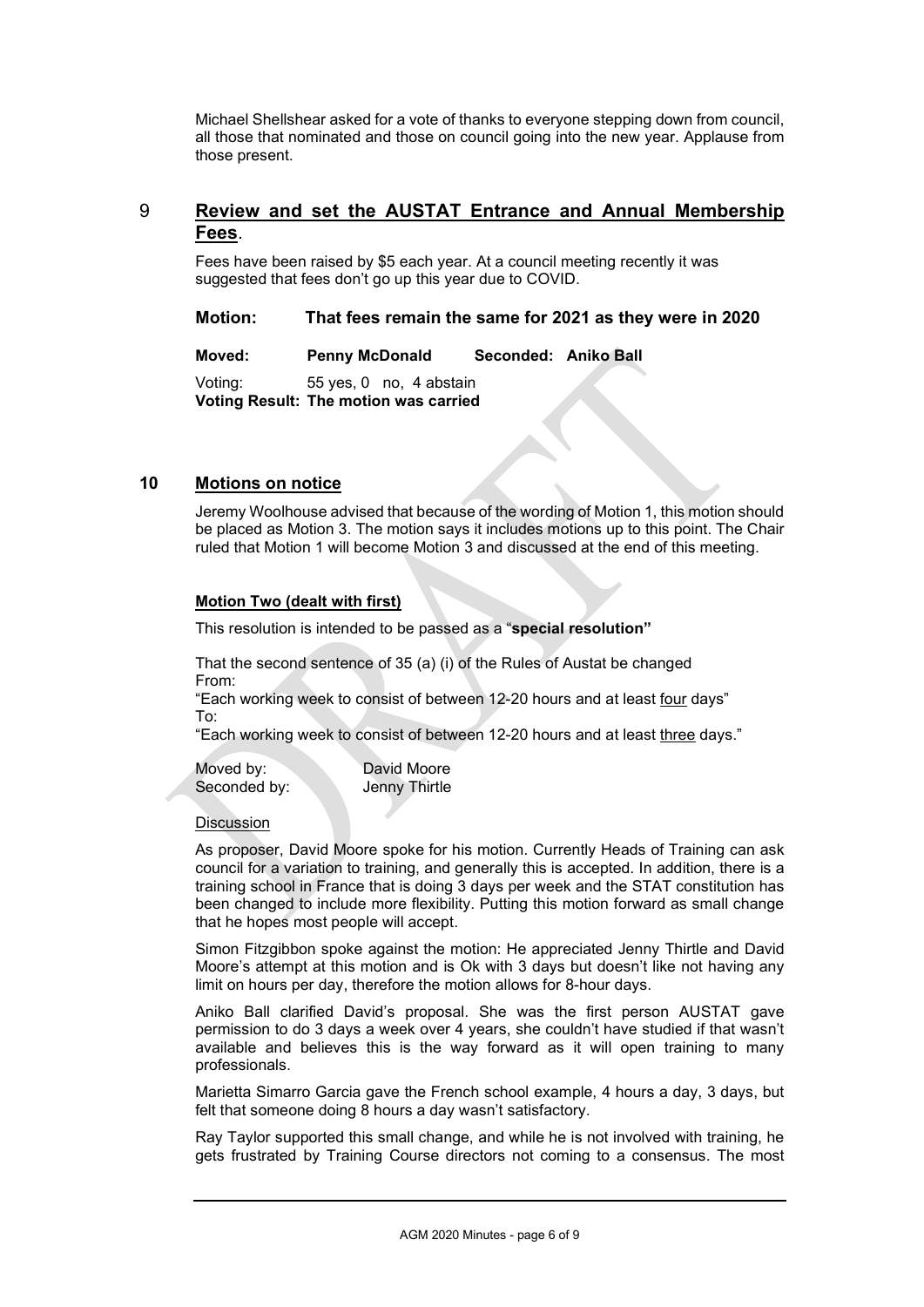Michael Shellshear asked for a vote of thanks to everyone stepping down from council, all those that nominated and those on council going into the new year. Applause from those present.

## 9 Review and set the AUSTAT Entrance and Annual Membership Fees.

Fees have been raised by $5 each year. At a council meeting recently it was suggested that fees don't go up this year due to COVID.

**Motion: That fees remain the same for 2021 as they were in 2020**

**Moved: Penny McDonald Seconded: Aniko Ball**

Voting: 55 yes, 0 no, 4 abstain
**Voting Result: The motion was carried**

## 10 Motions on notice

Jeremy Woolhouse advised that because of the wording of Motion 1, this motion should be placed as Motion 3. The motion says it includes motions up to this point. The Chair ruled that Motion 1 will become Motion 3 and discussed at the end of this meeting.

### Motion Two (dealt with first)

This resolution is intended to be passed as a "**special resolution"**

That the second sentence of 35 (a) (i) of the Rules of Austat be changed
From:
"Each working week to consist of between 12-20 hours and at least four days"
To:
"Each working week to consist of between 12-20 hours and at least three days."

Moved by: David Moore
Seconded by: Jenny Thirtle

Discussion

As proposer, David Moore spoke for his motion. Currently Heads of Training can ask council for a variation to training, and generally this is accepted. In addition, there is a training school in France that is doing 3 days per week and the STAT constitution has been changed to include more flexibility. Putting this motion forward as small change that he hopes most people will accept.

Simon Fitzgibbon spoke against the motion: He appreciated Jenny Thirtle and David Moore's attempt at this motion and is Ok with 3 days but doesn't like not having any limit on hours per day, therefore the motion allows for 8-hour days.

Aniko Ball clarified David's proposal. She was the first person AUSTAT gave permission to do 3 days a week over 4 years, she couldn't have studied if that wasn't available and believes this is the way forward as it will open training to many professionals.

Marietta Simarro Garcia gave the French school example, 4 hours a day, 3 days, but felt that someone doing 8 hours a day wasn't satisfactory.

Ray Taylor supported this small change, and while he is not involved with training, he gets frustrated by Training Course directors not coming to a consensus. The most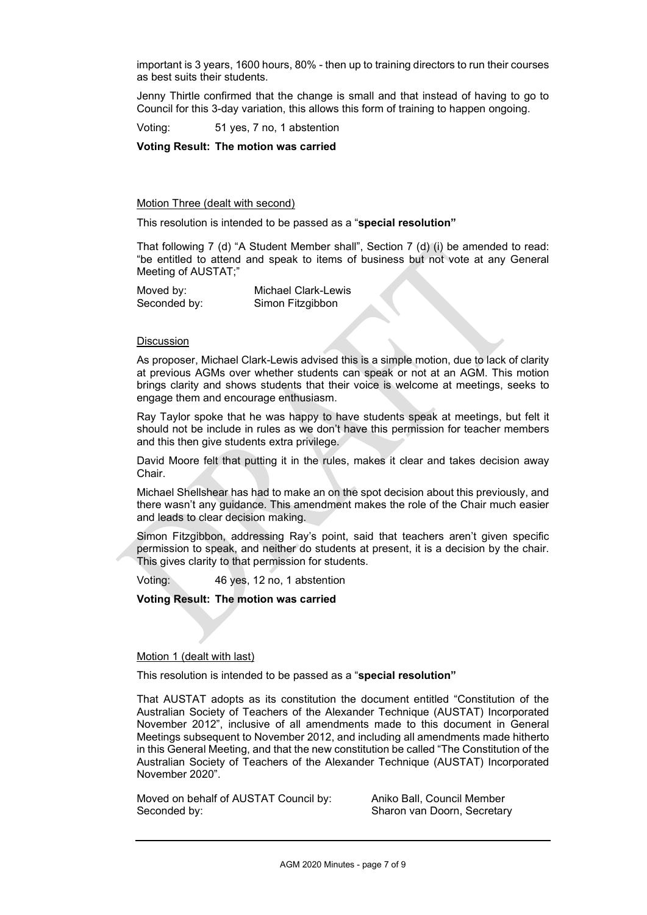important is 3 years, 1600 hours, 80% - then up to training directors to run their courses as best suits their students.

Jenny Thirtle confirmed that the change is small and that instead of having to go to Council for this 3-day variation, this allows this form of training to happen ongoing.

Voting: 51 yes, 7 no, 1 abstention

**Voting Result: The motion was carried**

Motion Three (dealt with second)

This resolution is intended to be passed as a "**special resolution"**

That following 7 (d) "A Student Member shall", Section 7 (d) (i) be amended to read: "be entitled to attend and speak to items of business but not vote at any General Meeting of AUSTAT;"

Moved by: Michael Clark-Lewis
Seconded by: Simon Fitzgibbon

Discussion

As proposer, Michael Clark-Lewis advised this is a simple motion, due to lack of clarity at previous AGMs over whether students can speak or not at an AGM. This motion brings clarity and shows students that their voice is welcome at meetings, seeks to engage them and encourage enthusiasm.

Ray Taylor spoke that he was happy to have students speak at meetings, but felt it should not be include in rules as we don't have this permission for teacher members and this then give students extra privilege.

David Moore felt that putting it in the rules, makes it clear and takes decision away Chair.

Michael Shellshear has had to make an on the spot decision about this previously, and there wasn't any guidance. This amendment makes the role of the Chair much easier and leads to clear decision making.

Simon Fitzgibbon, addressing Ray's point, said that teachers aren't given specific permission to speak, and neither do students at present, it is a decision by the chair. This gives clarity to that permission for students.

Voting: 46 yes, 12 no, 1 abstention

**Voting Result: The motion was carried**

Motion 1 (dealt with last)

This resolution is intended to be passed as a "**special resolution"**

That AUSTAT adopts as its constitution the document entitled "Constitution of the Australian Society of Teachers of the Alexander Technique (AUSTAT) Incorporated November 2012", inclusive of all amendments made to this document in General Meetings subsequent to November 2012, and including all amendments made hitherto in this General Meeting, and that the new constitution be called "The Constitution of the Australian Society of Teachers of the Alexander Technique (AUSTAT) Incorporated November 2020".

Moved on behalf of AUSTAT Council by: Aniko Ball, Council Member
Seconded by: Sharon van Doorn, Secretary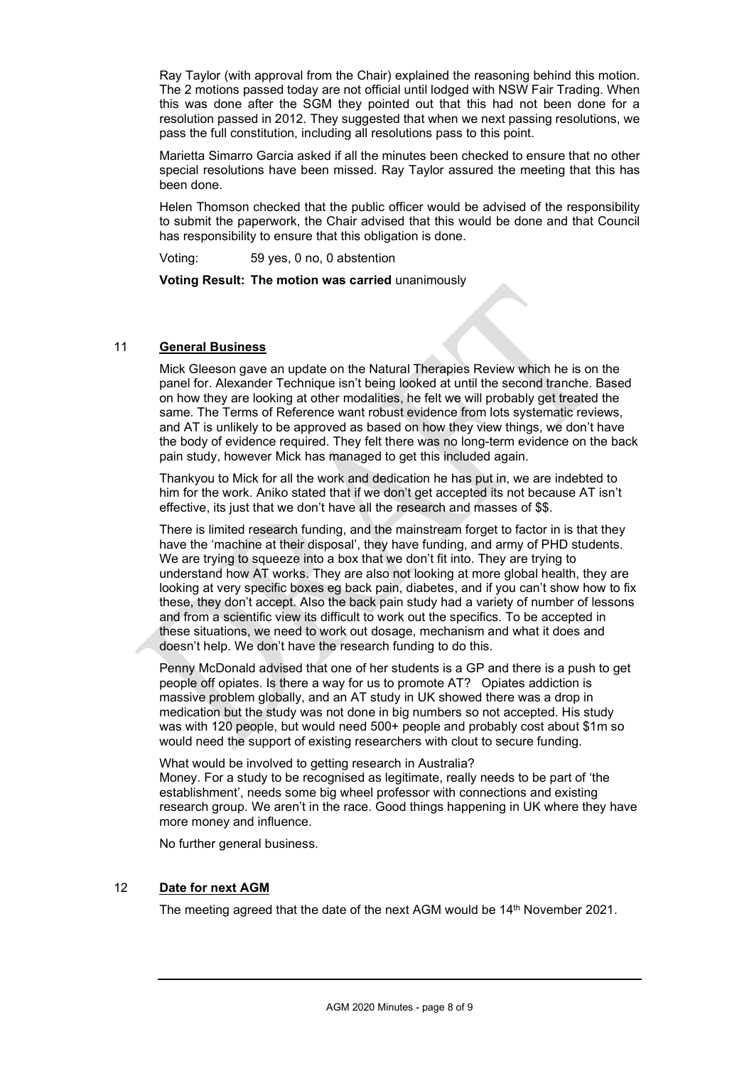Ray Taylor (with approval from the Chair) explained the reasoning behind this motion. The 2 motions passed today are not official until lodged with NSW Fair Trading. When this was done after the SGM they pointed out that this had not been done for a resolution passed in 2012. They suggested that when we next passing resolutions, we pass the full constitution, including all resolutions pass to this point.

Marietta Simarro Garcia asked if all the minutes been checked to ensure that no other special resolutions have been missed. Ray Taylor assured the meeting that this has been done.

Helen Thomson checked that the public officer would be advised of the responsibility to submit the paperwork, the Chair advised that this would be done and that Council has responsibility to ensure that this obligation is done.

Voting: 59 yes, 0 no, 0 abstention

**Voting Result: The motion was carried** unanimously

## 11 General Business

Mick Gleeson gave an update on the Natural Therapies Review which he is on the panel for. Alexander Technique isn't being looked at until the second tranche. Based on how they are looking at other modalities, he felt we will probably get treated the same. The Terms of Reference want robust evidence from lots systematic reviews, and AT is unlikely to be approved as based on how they view things, we don't have the body of evidence required. They felt there was no long-term evidence on the back pain study, however Mick has managed to get this included again.

Thankyou to Mick for all the work and dedication he has put in, we are indebted to him for the work. Aniko stated that if we don't get accepted its not because AT isn't effective, its just that we don't have all the research and masses of $$.

There is limited research funding, and the mainstream forget to factor in is that they have the 'machine at their disposal', they have funding, and army of PHD students. We are trying to squeeze into a box that we don't fit into. They are trying to understand how AT works. They are also not looking at more global health, they are looking at very specific boxes eg back pain, diabetes, and if you can't show how to fix these, they don't accept. Also the back pain study had a variety of number of lessons and from a scientific view its difficult to work out the specifics. To be accepted in these situations, we need to work out dosage, mechanism and what it does and doesn't help. We don't have the research funding to do this.

Penny McDonald advised that one of her students is a GP and there is a push to get people off opiates. Is there a way for us to promote AT? Opiates addiction is massive problem globally, and an AT study in UK showed there was a drop in medication but the study was not done in big numbers so not accepted. His study was with 120 people, but would need 500+ people and probably cost about $1m so would need the support of existing researchers with clout to secure funding.

What would be involved to getting research in Australia?
Money. For a study to be recognised as legitimate, really needs to be part of 'the establishment', needs some big wheel professor with connections and existing research group. We aren't in the race. Good things happening in UK where they have more money and influence.

No further general business.

## 12 Date for next AGM

The meeting agreed that the date of the next AGM would be 14th November 2021.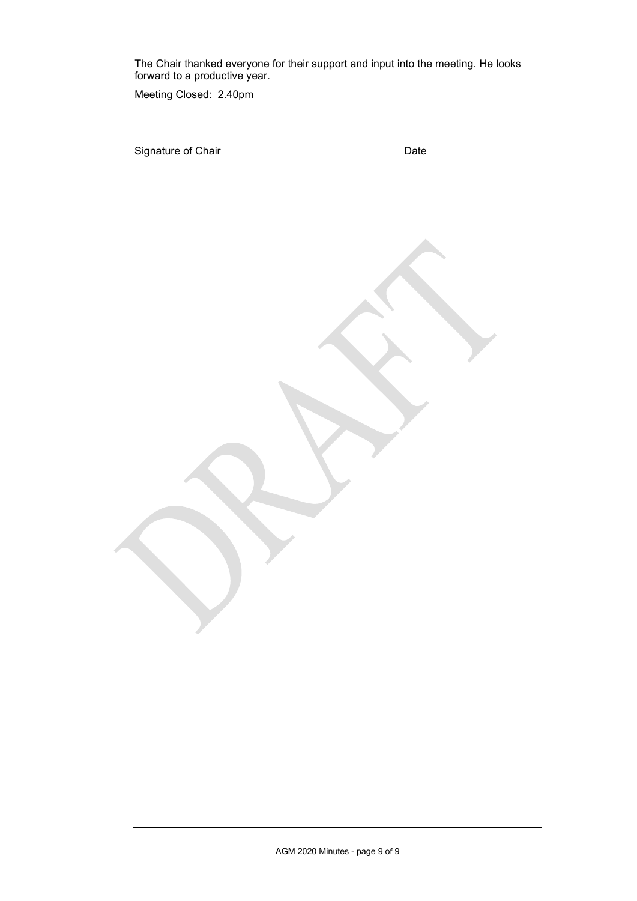The Chair thanked everyone for their support and input into the meeting. He looks forward to a productive year.

Meeting Closed:  2.40pm

Signature of Chair                                        Date

DRAFT